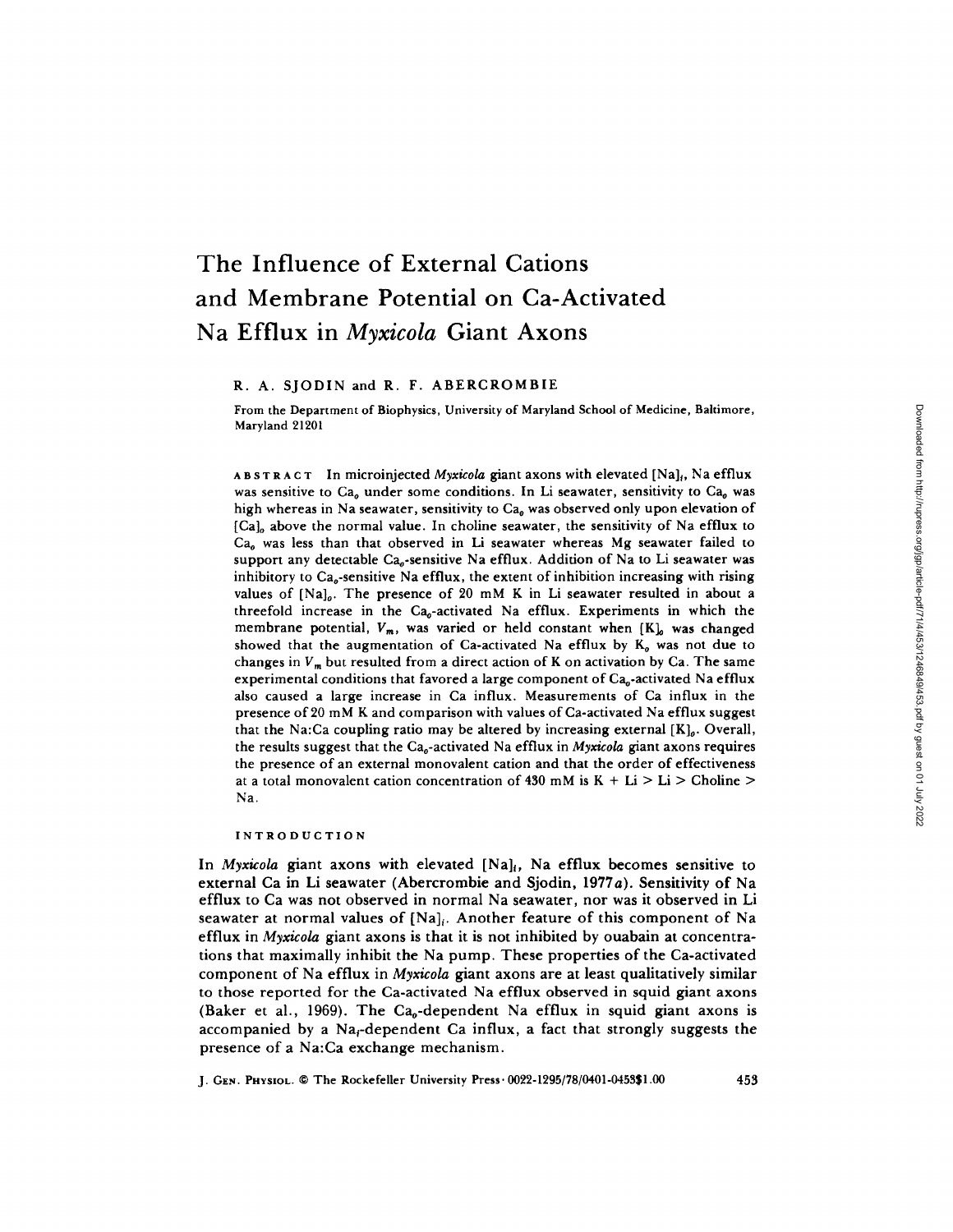# The Influence of External Cations and Membrane Potential on Ca-Activated Na Efflux in *Myxicola* Giant Axons

R. A. SJODIN and R. F. ABERCROMBIE

From the Department of Biophysics, University of Maryland School of Medicine, Baltimore, Maryland 21201

ABSTRACT In microinjected *Myxicola* giant axons with elevated $[Na]_i$, Na efflux was sensitive to $Ca_o$ under some conditions. In Li seawater, sensitivity to $Ca_o$ was high whereas in Na seawater, sensitivity to $Ca_o$ was observed only upon elevation of $[Ca]_o$ above the normal value. In choline seawater, the sensitivity of Na efflux to $Ca_o$ was less than that observed in Li seawater whereas Mg seawater failed to support any detectable $Ca_o$-sensitive Na efflux. Addition of Na to Li seawater was inhibitory to $Ca_o$-sensitive Na efflux, the extent of inhibition increasing with rising values of $[Na]_o$. The presence of 20 mM K in Li seawater resulted in about a threefold increase in the $Ca_o$-activated Na efflux. Experiments in which the membrane potential, $V_m$, was varied or held constant when $[K]_o$ was changed showed that the augmentation of Ca-activated Na efflux by $K_o$ was not due to changes in $V_m$ but resulted from a direct action of K on activation by Ca. The same experimental conditions that favored a large component of $Ca_o$-activated Na efflux also caused a large increase in Ca influx. Measurements of Ca influx in the presence of 20 mM K and comparison with values of Ca-activated Na efflux suggest that the Na:Ca coupling ratio may be altered by increasing external $[K]_o$. Overall, the results suggest that the $Ca_o$-activated Na efflux in *Myxicola* giant axons requires the presence of an external monovalent cation and that the order of effectiveness at a total monovalent cation concentration of 430 mM is K + Li > Li > Choline > Na.

## INTRODUCTION

In *Myxicola* giant axons with elevated $[Na]_i$, Na efflux becomes sensitive to external Ca in Li seawater (Abercrombie and Sjodin, 1977*a*). Sensitivity of Na efflux to Ca was not observed in normal Na seawater, nor was it observed in Li seawater at normal values of $[Na]_i$. Another feature of this component of Na efflux in *Myxicola* giant axons is that it is not inhibited by ouabain at concentrations that maximally inhibit the Na pump. These properties of the Ca-activated component of Na efflux in *Myxicola* giant axons are at least qualitatively similar to those reported for the Ca-activated Na efflux observed in squid giant axons (Baker et al., 1969). The $Ca_o$-dependent Na efflux in squid giant axons is accompanied by a $Na_i$-dependent Ca influx, a fact that strongly suggests the presence of a Na:Ca exchange mechanism.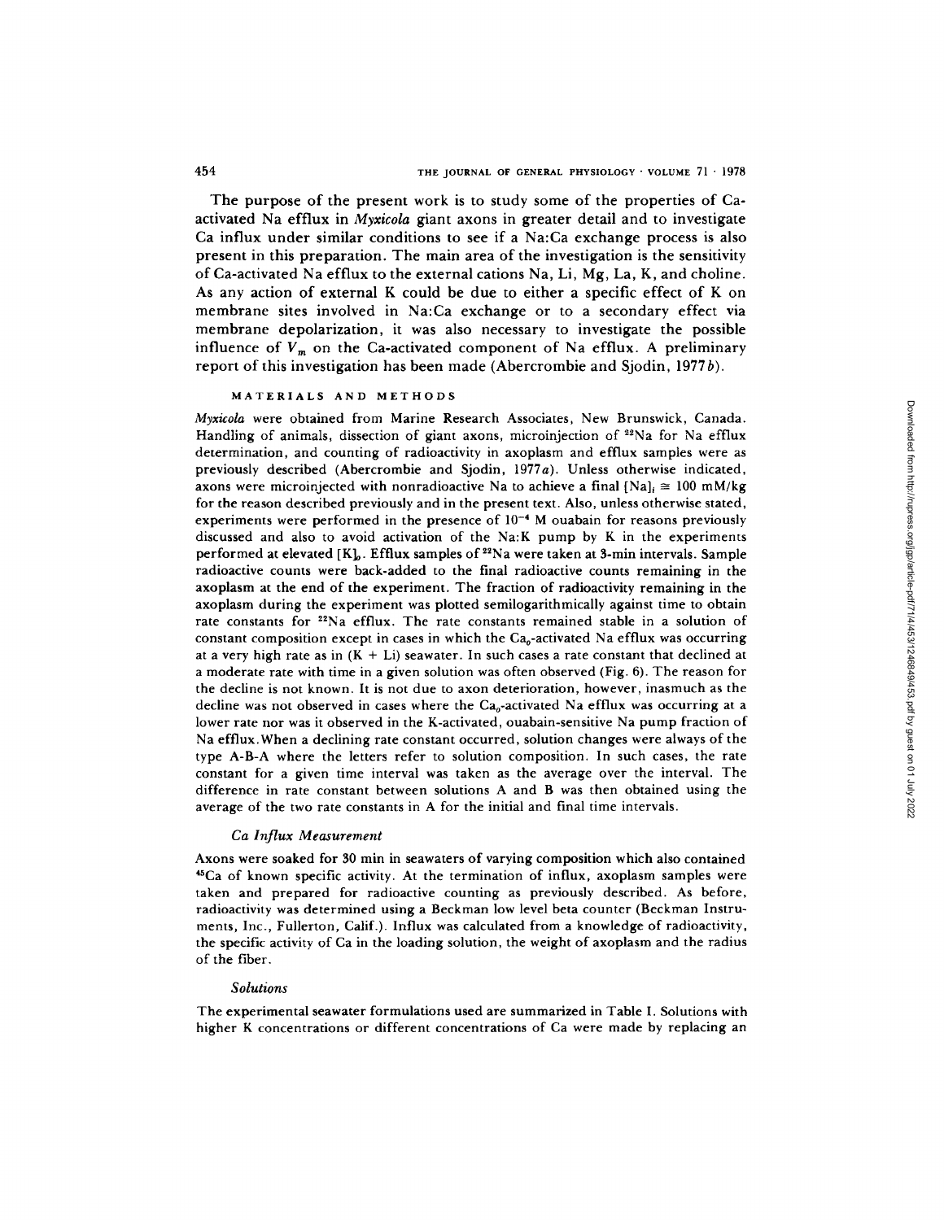The purpose of the present work is to study some of the properties of Ca-activated Na efflux in *Myxicola* giant axons in greater detail and to investigate Ca influx under similar conditions to see if a Na:Ca exchange process is also present in this preparation. The main area of the investigation is the sensitivity of Ca-activated Na efflux to the external cations Na, Li, Mg, La, K, and choline. As any action of external K could be due to either a specific effect of K on membrane sites involved in Na:Ca exchange or to a secondary effect via membrane depolarization, it was also necessary to investigate the possible influence of $V_m$ on the Ca-activated component of Na efflux. A preliminary report of this investigation has been made (Abercrombie and Sjodin, 1977*b*).

## MATERIALS AND METHODS

*Myxicola* were obtained from Marine Research Associates, New Brunswick, Canada. Handling of animals, dissection of giant axons, microinjection of $^{22}$Na for Na efflux determination, and counting of radioactivity in axoplasm and efflux samples were as previously described (Abercrombie and Sjodin, 1977*a*). Unless otherwise indicated, axons were microinjected with nonradioactive Na to achieve a final $[Na]_i \cong 100$ mM/kg for the reason described previously and in the present text. Also, unless otherwise stated, experiments were performed in the presence of $10^{-4}$ M ouabain for reasons previously discussed and also to avoid activation of the Na:K pump by K in the experiments performed at elevated $[K]_o$. Efflux samples of $^{22}$Na were taken at 3-min intervals. Sample radioactive counts were back-added to the final radioactive counts remaining in the axoplasm at the end of the experiment. The fraction of radioactivity remaining in the axoplasm during the experiment was plotted semilogarithmically against time to obtain rate constants for $^{22}$Na efflux. The rate constants remained stable in a solution of constant composition except in cases in which the $Ca_o$-activated Na efflux was occurring at a very high rate as in (K + Li) seawater. In such cases a rate constant that declined at a moderate rate with time in a given solution was often observed (Fig. 6). The reason for the decline is not known. It is not due to axon deterioration, however, inasmuch as the decline was not observed in cases where the $Ca_o$-activated Na efflux was occurring at a lower rate nor was it observed in the K-activated, ouabain-sensitive Na pump fraction of Na efflux. When a declining rate constant occurred, solution changes were always of the type A-B-A where the letters refer to solution composition. In such cases, the rate constant for a given time interval was taken as the average over the interval. The difference in rate constant between solutions A and B was then obtained using the average of the two rate constants in A for the initial and final time intervals.

### *Ca Influx Measurement*

Axons were soaked for 30 min in seawaters of varying composition which also contained $^{45}$Ca of known specific activity. At the termination of influx, axoplasm samples were taken and prepared for radioactive counting as previously described. As before, radioactivity was determined using a Beckman low level beta counter (Beckman Instruments, Inc., Fullerton, Calif.). Influx was calculated from a knowledge of radioactivity, the specific activity of Ca in the loading solution, the weight of axoplasm and the radius of the fiber.

### *Solutions*

The experimental seawater formulations used are summarized in Table I. Solutions with higher K concentrations or different concentrations of Ca were made by replacing an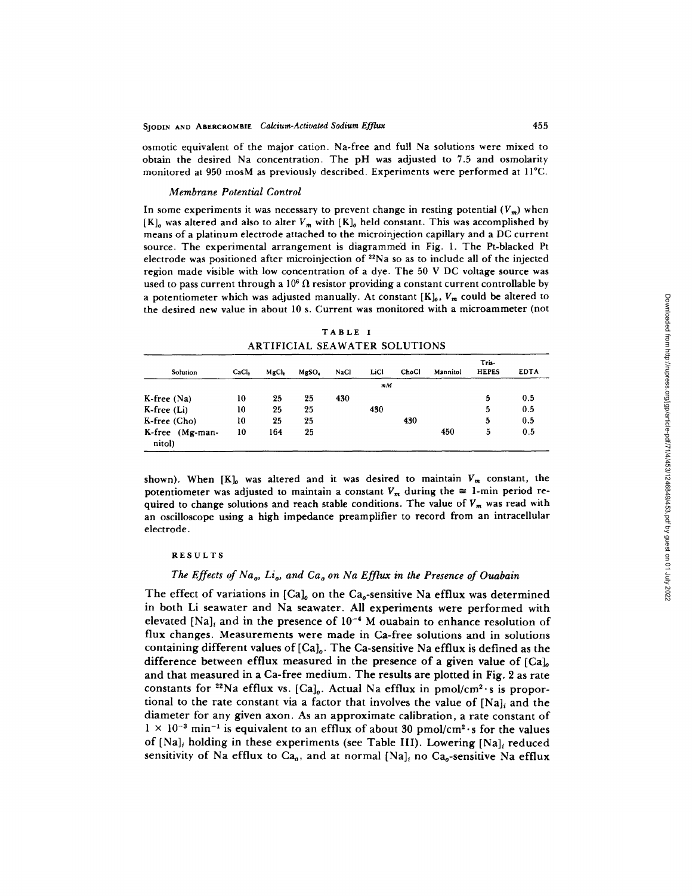osmotic equivalent of the major cation. Na-free and full Na solutions were mixed to obtain the desired Na concentration. The pH was adjusted to 7.5 and osmolarity monitored at 950 mosM as previously described. Experiments were performed at 11°C.

### *Membrane Potential Control*

In some experiments it was necessary to prevent change in resting potential ($V_m$) when $[K]_o$ was altered and also to alter $V_m$ with $[K]_o$ held constant. This was accomplished by means of a platinum electrode attached to the microinjection capillary and a DC current source. The experimental arrangement is diagrammed in Fig. 1. The Pt-blacked Pt electrode was positioned after microinjection of $^{22}Na$ so as to include all of the injected region made visible with low concentration of a dye. The 50 V DC voltage source was used to pass current through a $10^6$ Ω resistor providing a constant current controllable by a potentiometer which was adjusted manually. At constant $[K]_o$, $V_m$ could be altered to the desired new value in about 10 s. Current was monitored with a microammeter (not shown). When $[K]_o$ was altered and it was desired to maintain $V_m$ constant, the potentiometer was adjusted to maintain a constant $V_m$ during the ≅ 1-min period required to change solutions and reach stable conditions. The value of $V_m$ was read with an oscilloscope using a high impedance preamplifier to record from an intracellular electrode.

TABLE I

ARTIFICIAL SEAWATER SOLUTIONS

| Solution | $CaCl_2$ | $MgCl_2$ | $MgSO_4$ | NaCl | LiCl | ChoCl | Mannitol | Tris-HEPES | EDTA |
|---|---|---|---|---|---|---|---|---|---|
| | | | | | *mM* | | | | |
| K-free (Na) | 10 | 25 | 25 | 430 | | | | 5 | 0.5 |
| K-free (Li) | 10 | 25 | 25 | | 430 | | | 5 | 0.5 |
| K-free (Cho) | 10 | 25 | 25 | | | 430 | | 5 | 0.5 |
| K-free (Mg-mannitol) | 10 | 164 | 25 | | | | 450 | 5 | 0.5 |

## RESULTS

### *The Effects of $Na_o$, $Li_o$, and $Ca_o$ on Na Efflux in the Presence of Ouabain*

The effect of variations in $[Ca]_o$ on the $Ca_o$-sensitive Na efflux was determined in both Li seawater and Na seawater. All experiments were performed with elevated $[Na]_i$ and in the presence of $10^{-4}$ M ouabain to enhance resolution of flux changes. Measurements were made in Ca-free solutions and in solutions containing different values of $[Ca]_o$. The Ca-sensitive Na efflux is defined as the difference between efflux measured in the presence of a given value of $[Ca]_o$ and that measured in a Ca-free medium. The results are plotted in Fig. 2 as rate constants for $^{22}Na$ efflux vs. $[Ca]_o$. Actual Na efflux in pmol/cm$^2$·s is proportional to the rate constant via a factor that involves the value of $[Na]_i$ and the diameter for any given axon. As an approximate calibration, a rate constant of $1 \times 10^{-3}$ min$^{-1}$ is equivalent to an efflux of about 30 pmol/cm$^2$·s for the values of $[Na]_i$ holding in these experiments (see Table III). Lowering $[Na]_i$ reduced sensitivity of Na efflux to $Ca_o$, and at normal $[Na]_i$ no $Ca_o$-sensitive Na efflux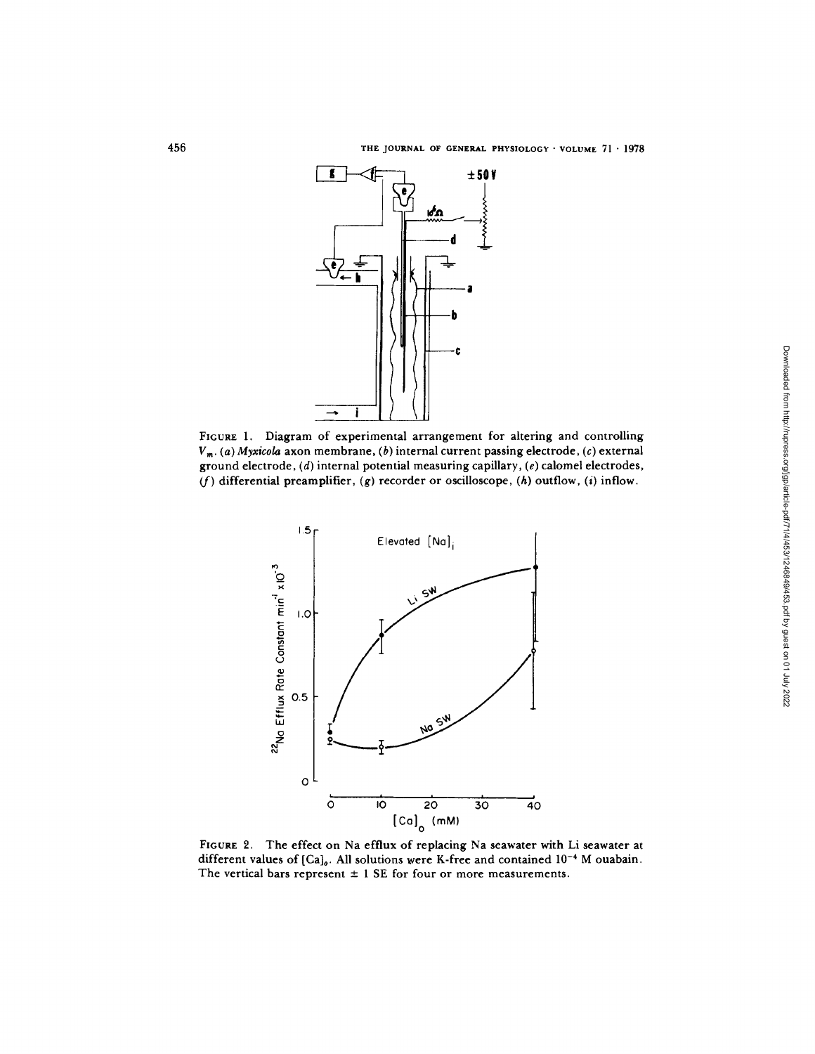$g$

$\pm 50V$

$e$

$10^6\Omega$

$d$

$e$

$h$

$a$

$b$

$c$

$i$

FIGURE 1. Diagram of experimental arrangement for altering and controlling $V_m$. (*a*) *Myxicola* axon membrane, (*b*) internal current passing electrode, (*c*) external ground electrode, (*d*) internal potential measuring capillary, (*e*) calomel electrodes, (*f*) differential preamplifier, (*g*) recorder or oscilloscope, (*h*) outflow, (*i*) inflow.

Elevated $[Na]_i$

Li SW

Na SW

$^{22}$Na Efflux Rate Constant $min^{-1} \times 10^{-3}$

1.5

1.0

0.5

0

0

10

20

30

40

$[Ca]_o$ (mM)

FIGURE 2. The effect on Na efflux of replacing Na seawater with Li seawater at different values of $[Ca]_o$. All solutions were K-free and contained $10^{-4}$ M ouabain. The vertical bars represent $\pm$ 1 SE for four or more measurements.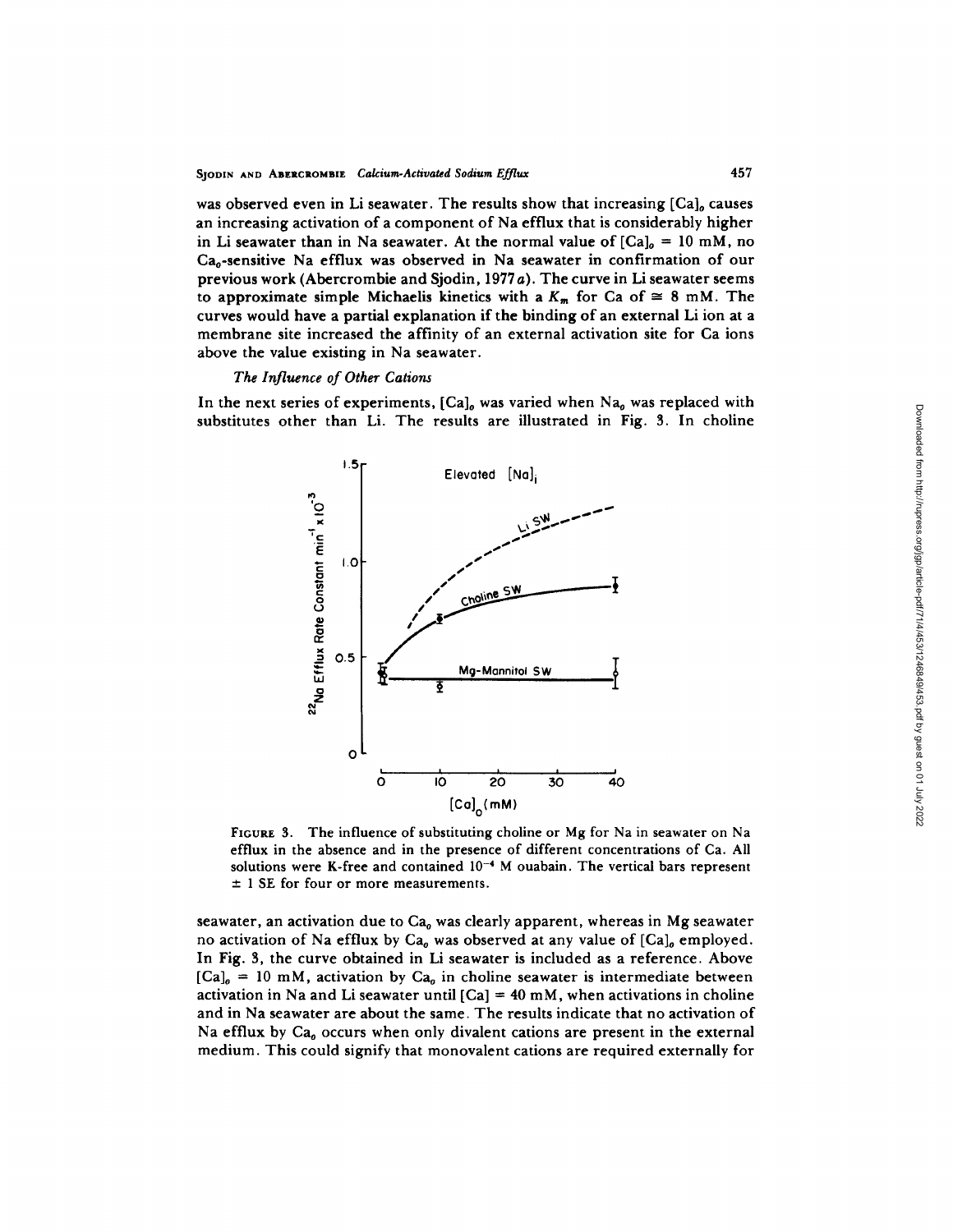was observed even in Li seawater. The results show that increasing $[Ca]_o$ causes an increasing activation of a component of Na efflux that is considerably higher in Li seawater than in Na seawater. At the normal value of $[Ca]_o = 10$ mM, no $Ca_o$-sensitive Na efflux was observed in Na seawater in confirmation of our previous work (Abercrombie and Sjodin, 1977*a*). The curve in Li seawater seems to approximate simple Michaelis kinetics with a $K_m$ for Ca of $\cong 8$ mM. The curves would have a partial explanation if the binding of an external Li ion at a membrane site increased the affinity of an external activation site for Ca ions above the value existing in Na seawater.

### *The Influence of Other Cations*

In the next series of experiments, $[Ca]_o$ was varied when $Na_o$ was replaced with substitutes other than Li. The results are illustrated in Fig. 3. In choline seawater, an activation due to $Ca_o$ was clearly apparent, whereas in Mg seawater no activation of Na efflux by $Ca_o$ was observed at any value of $[Ca]_o$ employed. In Fig. 3, the curve obtained in Li seawater is included as a reference. Above $[Ca]_o = 10$ mM, activation by $Ca_o$ in choline seawater is intermediate between activation in Na and Li seawater until $[Ca] = 40$ mM, when activations in choline and in Na seawater are about the same. The results indicate that no activation of Na efflux by $Ca_o$ occurs when only divalent cations are present in the external medium. This could signify that monovalent cations are required externally for

Elevated $[Na]_i$

Li SW

Choline SW

Mg-Mannitol SW

$^{22}$Na Efflux Rate Constant min$^{-1}$ x10$^{-3}$

0
0.5
1.0
1.5

0
10
20
30
40

$[Ca]_o$ (mM)

FIGURE 3. The influence of substituting choline or Mg for Na in seawater on Na efflux in the absence and in the presence of different concentrations of Ca. All solutions were K-free and contained $10^{-4}$ M ouabain. The vertical bars represent $\pm$ 1 SE for four or more measurements.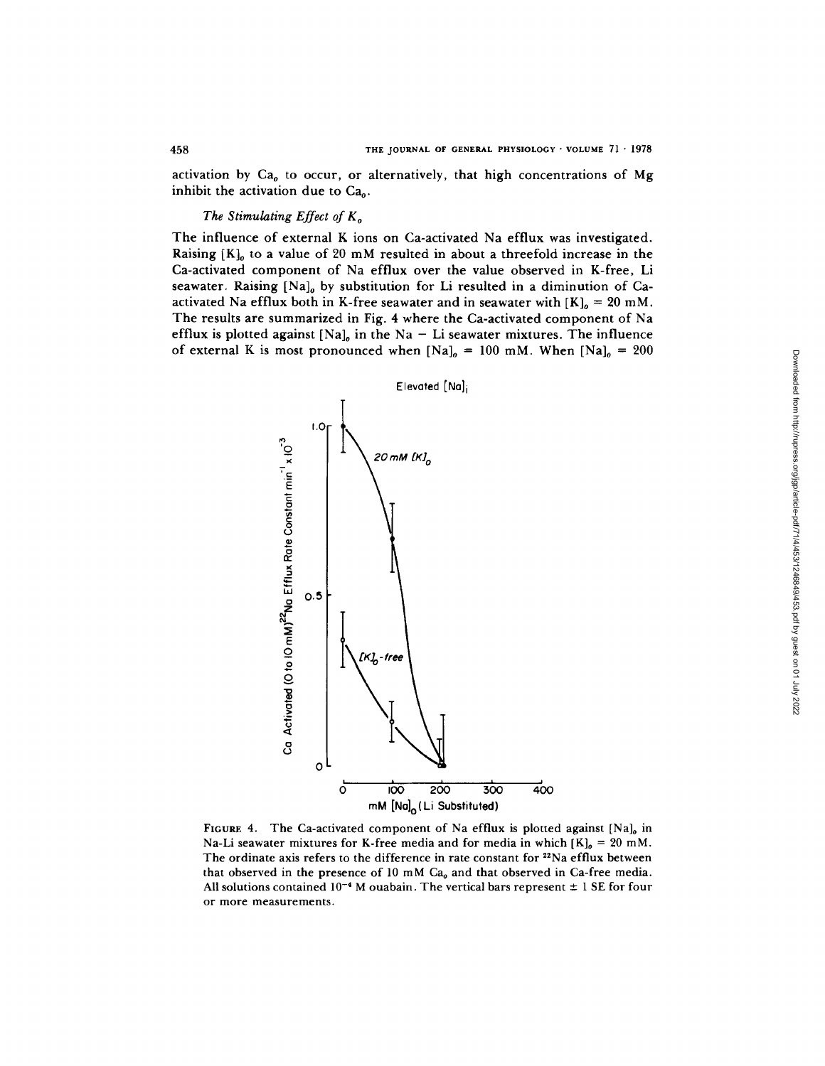activation by $Ca_o$ to occur, or alternatively, that high concentrations of Mg inhibit the activation due to $Ca_o$.

### *The Stimulating Effect of $K_o$*

The influence of external K ions on Ca-activated Na efflux was investigated. Raising $[K]_o$ to a value of 20 mM resulted in about a threefold increase in the Ca-activated component of Na efflux over the value observed in K-free, Li seawater. Raising $[Na]_o$ by substitution for Li resulted in a diminution of Ca-activated Na efflux both in K-free seawater and in seawater with $[K]_o$ = 20 mM. The results are summarized in Fig. 4 where the Ca-activated component of Na efflux is plotted against $[Na]_o$ in the Na – Li seawater mixtures. The influence of external K is most pronounced when $[Na]_o$ = 100 mM. When $[Na]_o$ = 200

Elevated $[Na]_i$

Ca Activated (0 to 10 mM) $^{22}$Na Efflux Rate Constant $min^{-1} \times 10^{-3}$

1.0

0.5

0

20 mM $[K]_o$

$[K]_o$-free

0 100 200 300 400

mM $[Na]_o$ (Li Substituted)

FIGURE 4. The Ca-activated component of Na efflux is plotted against $[Na]_o$ in Na-Li seawater mixtures for K-free media and for media in which $[K]_o$ = 20 mM. The ordinate axis refers to the difference in rate constant for $^{22}$Na efflux between that observed in the presence of 10 mM $Ca_o$ and that observed in Ca-free media. All solutions contained $10^{-4}$ M ouabain. The vertical bars represent ± 1 SE for four or more measurements.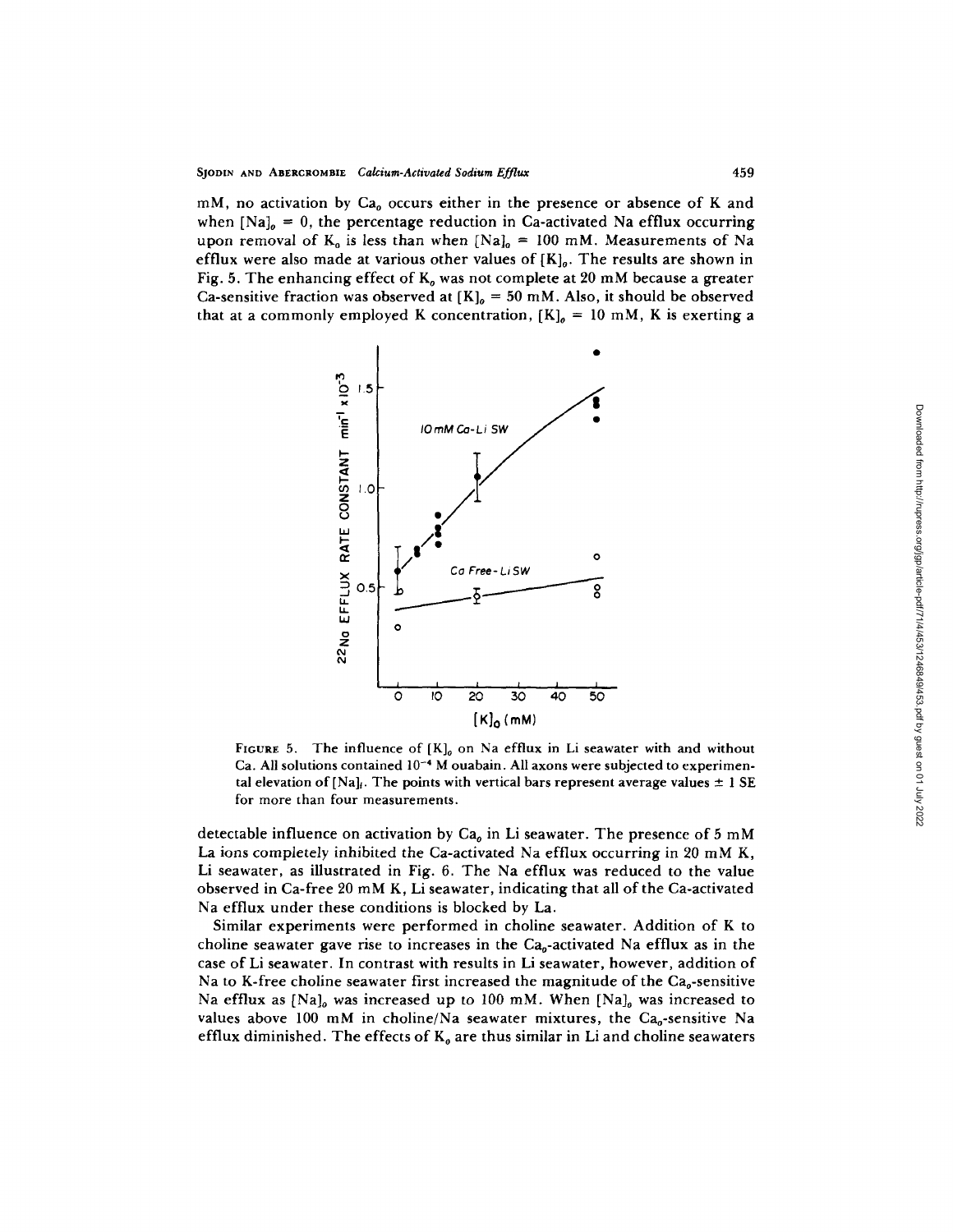mM, no activation by $Ca_o$ occurs either in the presence or absence of K and when $[Na]_o = 0$, the percentage reduction in Ca-activated Na efflux occurring upon removal of $K_o$ is less than when $[Na]_o = 100$ mM. Measurements of Na efflux were also made at various other values of $[K]_o$. The results are shown in Fig. 5. The enhancing effect of $K_o$ was not complete at 20 mM because a greater Ca-sensitive fraction was observed at $[K]_o = 50$ mM. Also, it should be observed that at a commonly employed K concentration, $[K]_o = 10$ mM, K is exerting a

22Na EFFLUX RATE CONSTANT $min^{-1} \times 10^{-3}$

1.5
1.0
0.5

10 mM Ca-Li SW

Ca Free-Li SW

0 10 20 30 40 50

$[K]_o$ (mM)

FIGURE 5. The influence of $[K]_o$ on Na efflux in Li seawater with and without Ca. All solutions contained $10^{-4}$ M ouabain. All axons were subjected to experimental elevation of $[Na]_i$. The points with vertical bars represent average values ± 1 SE for more than four measurements.

detectable influence on activation by $Ca_o$ in Li seawater. The presence of 5 mM La ions completely inhibited the Ca-activated Na efflux occurring in 20 mM K, Li seawater, as illustrated in Fig. 6. The Na efflux was reduced to the value observed in Ca-free 20 mM K, Li seawater, indicating that all of the Ca-activated Na efflux under these conditions is blocked by La.

Similar experiments were performed in choline seawater. Addition of K to choline seawater gave rise to increases in the $Ca_o$-activated Na efflux as in the case of Li seawater. In contrast with results in Li seawater, however, addition of Na to K-free choline seawater first increased the magnitude of the $Ca_o$-sensitive Na efflux as $[Na]_o$ was increased up to 100 mM. When $[Na]_o$ was increased to values above 100 mM in choline/Na seawater mixtures, the $Ca_o$-sensitive Na efflux diminished. The effects of $K_o$ are thus similar in Li and choline seawaters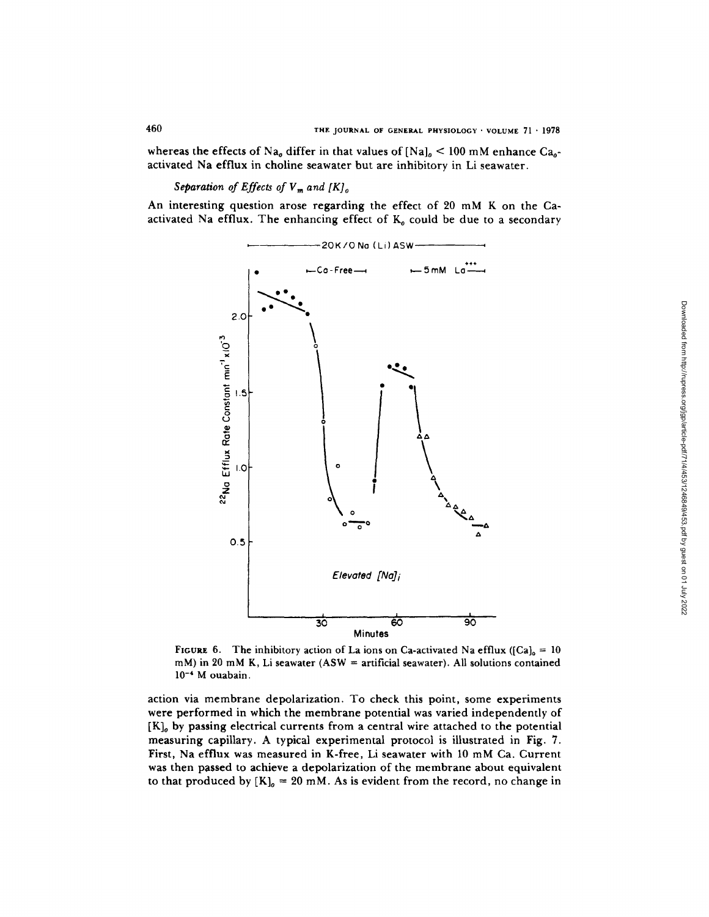whereas the effects of $Na_o$ differ in that values of $[Na]_o < 100$ mM enhance $Ca_o$-activated Na efflux in choline seawater but are inhibitory in Li seawater.

### *Separation of Effects of $V_m$ and $[K]_o$*

An interesting question arose regarding the effect of 20 mM K on the Ca-activated Na efflux. The enhancing effect of $K_o$ could be due to a secondary

20K/0 Na (Li) ASW

Ca-Free

5 mM $La^{+++}$

$^{22}$Na Efflux Rate Constant $min^{-1} \times 10^{-3}$

2.0

1.5

1.0

0.5

Elevated $[Na]_i$

30

60

90

Minutes

FIGURE 6. The inhibitory action of La ions on Ca-activated Na efflux ($[Ca]_o = 10$ mM) in 20 mM K, Li seawater (ASW = artificial seawater). All solutions contained $10^{-4}$ M ouabain.

action via membrane depolarization. To check this point, some experiments were performed in which the membrane potential was varied independently of $[K]_o$ by passing electrical currents from a central wire attached to the potential measuring capillary. A typical experimental protocol is illustrated in Fig. 7. First, Na efflux was measured in K-free, Li seawater with 10 mM Ca. Current was then passed to achieve a depolarization of the membrane about equivalent to that produced by $[K]_o = 20$ mM. As is evident from the record, no change in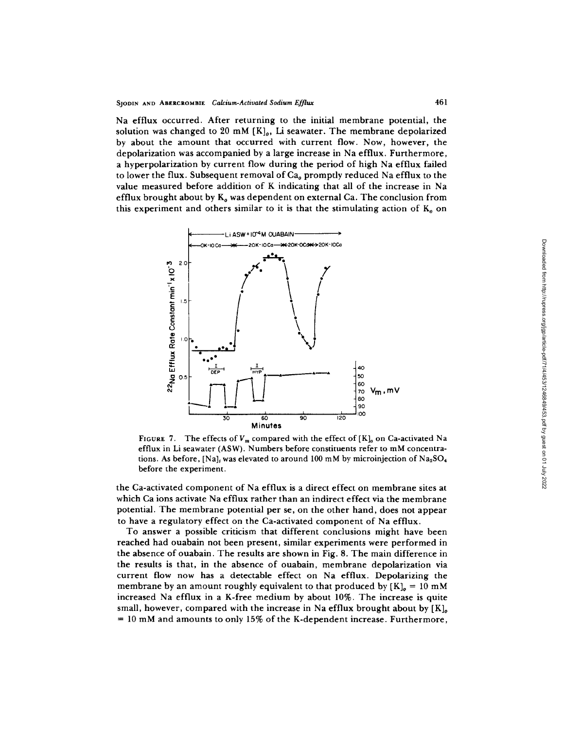Na efflux occurred. After returning to the initial membrane potential, the solution was changed to 20 mM $[K]_o$, Li seawater. The membrane depolarized by about the amount that occurred with current flow. Now, however, the depolarization was accompanied by a large increase in Na efflux. Furthermore, a hyperpolarization by current flow during the period of high Na efflux failed to lower the flux. Subsequent removal of $Ca_o$ promptly reduced Na efflux to the value measured before addition of K indicating that all of the increase in Na efflux brought about by $K_o$ was dependent on external Ca. The conclusion from this experiment and others similar to it is that the stimulating action of $K_o$ on

Li ASW + $10^{-4}$M OUABAIN

0K-10Ca — 20K-10Ca — 20K-0Ca — 20K-10Ca

$^{22}$Na Efflux Rate Constant min$^{-1}$ x $10^{-3}$

2.0
1.5
1.0
0.5

I DEP

I HYP

40
50
60
70
80
90
100

$V_m$, mV

30
60
90
120

Minutes

FIGURE 7. The effects of $V_m$ compared with the effect of $[K]_o$ on Ca-activated Na efflux in Li seawater (ASW). Numbers before constituents refer to mM concentrations. As before, $[Na]_i$ was elevated to around 100 mM by microinjection of $Na_2SO_4$ before the experiment.

the Ca-activated component of Na efflux is a direct effect on membrane sites at which Ca ions activate Na efflux rather than an indirect effect via the membrane potential. The membrane potential per se, on the other hand, does not appear to have a regulatory effect on the Ca-activated component of Na efflux.

To answer a possible criticism that different conclusions might have been reached had ouabain not been present, similar experiments were performed in the absence of ouabain. The results are shown in Fig. 8. The main difference in the results is that, in the absence of ouabain, membrane depolarization via current flow now has a detectable effect on Na efflux. Depolarizing the membrane by an amount roughly equivalent to that produced by $[K]_o = 10$ mM increased Na efflux in a K-free medium by about 10%. The increase is quite small, however, compared with the increase in Na efflux brought about by $[K]_o = 10$ mM and amounts to only 15% of the K-dependent increase. Furthermore,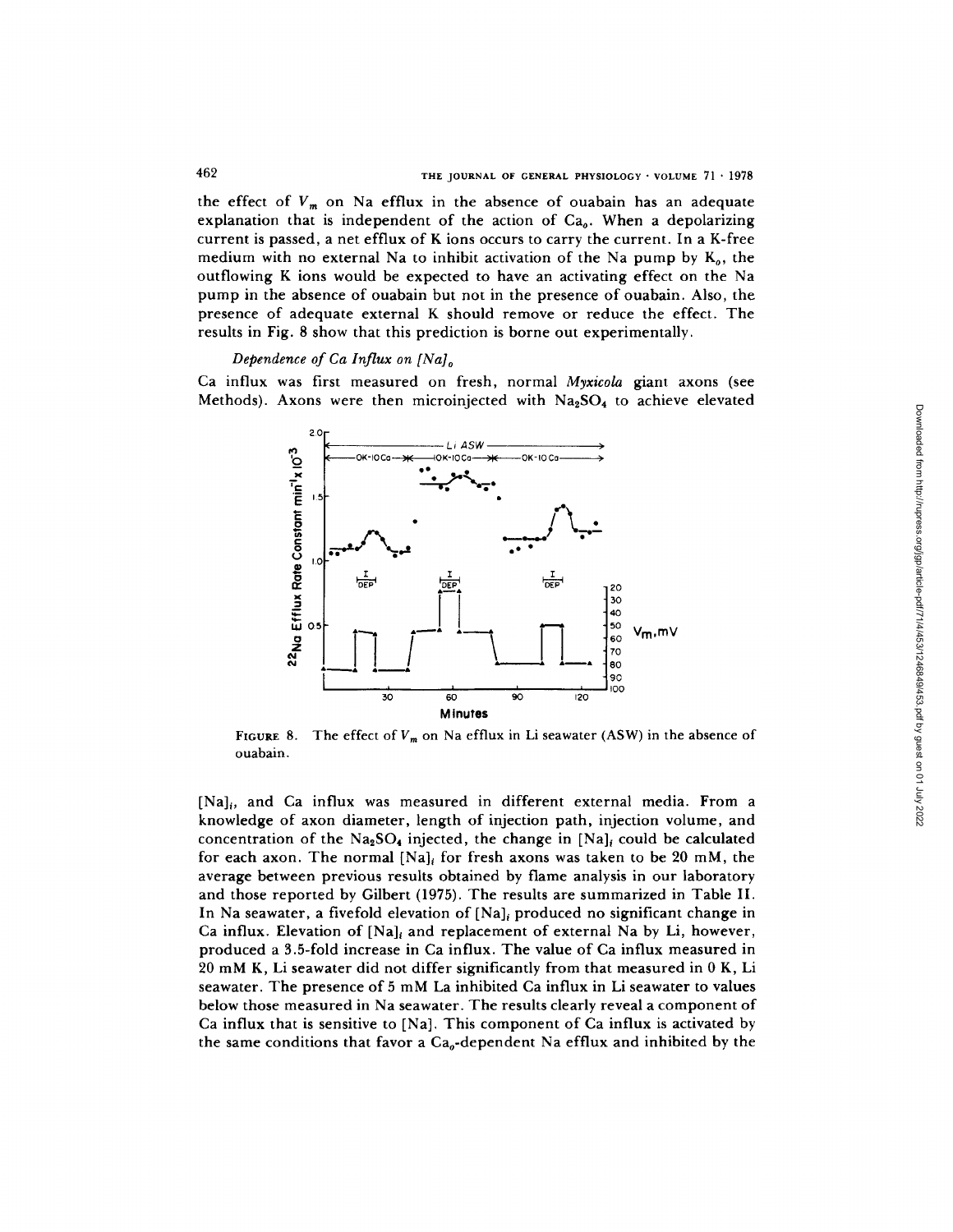the effect of $V_m$ on Na efflux in the absence of ouabain has an adequate explanation that is independent of the action of $Ca_o$. When a depolarizing current is passed, a net efflux of K ions occurs to carry the current. In a K-free medium with no external Na to inhibit activation of the Na pump by $K_o$, the outflowing K ions would be expected to have an activating effect on the Na pump in the absence of ouabain but not in the presence of ouabain. Also, the presence of adequate external K should remove or reduce the effect. The results in Fig. 8 show that this prediction is borne out experimentally.

*Dependence of Ca Influx on [Na]$_o$*

Ca influx was first measured on fresh, normal *Myxicola* giant axons (see Methods). Axons were then microinjected with $Na_2SO_4$ to achieve elevated

Li ASW
0K-10 Ca
10K-10 Ca
0K-10 Ca
I DEP
I DEP
I DEP
$^{22}$Na Efflux Rate Constant $min^{-1} \times 10^{-3}$
2.0
1.5
1.0
0.5
Vm,mV
20
30
40
50
60
70
80
90
100
30
60
90
120
Minutes

FIGURE 8. The effect of $V_m$ on Na efflux in Li seawater (ASW) in the absence of ouabain.

$[Na]_i$, and Ca influx was measured in different external media. From a knowledge of axon diameter, length of injection path, injection volume, and concentration of the $Na_2SO_4$ injected, the change in $[Na]_i$ could be calculated for each axon. The normal $[Na]_i$ for fresh axons was taken to be 20 mM, the average between previous results obtained by flame analysis in our laboratory and those reported by Gilbert (1975). The results are summarized in Table II. In Na seawater, a fivefold elevation of $[Na]_i$ produced no significant change in Ca influx. Elevation of $[Na]_i$ and replacement of external Na by Li, however, produced a 3.5-fold increase in Ca influx. The value of Ca influx measured in 20 mM K, Li seawater did not differ significantly from that measured in 0 K, Li seawater. The presence of 5 mM La inhibited Ca influx in Li seawater to values below those measured in Na seawater. The results clearly reveal a component of Ca influx that is sensitive to [Na]. This component of Ca influx is activated by the same conditions that favor a $Ca_o$-dependent Na efflux and inhibited by the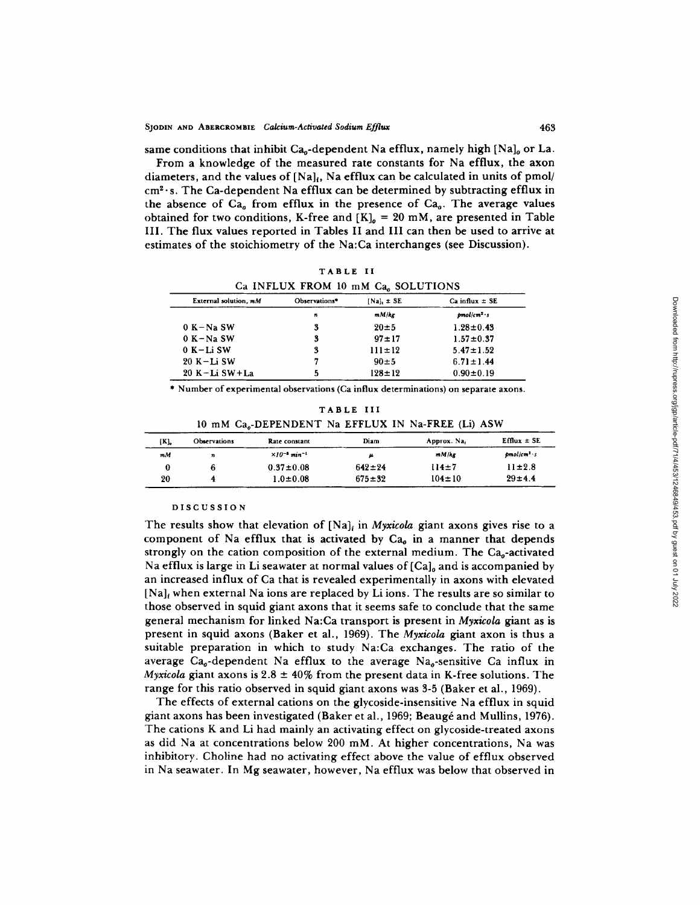same conditions that inhibit $Ca_o$-dependent Na efflux, namely high $[Na]_o$ or La.

From a knowledge of the measured rate constants for Na efflux, the axon diameters, and the values of $[Na]_i$, Na efflux can be calculated in units of pmol/$cm^2 \cdot s$. The Ca-dependent Na efflux can be determined by subtracting efflux in the absence of $Ca_o$ from efflux in the presence of $Ca_o$. The average values obtained for two conditions, K-free and $[K]_o = 20$ mM, are presented in Table III. The flux values reported in Tables II and III can then be used to arrive at estimates of the stoichiometry of the Na:Ca interchanges (see Discussion).

TABLE II

Ca INFLUX FROM 10 mM $Ca_o$ SOLUTIONS

| External solution, mM | Observations* | $[Na]_i \pm$ SE | Ca influx $\pm$ SE |
|---|---|---|---|
| | n | mM/kg | pmol/$cm^2 \cdot s$ |
| 0 K–Na SW | 3 | 20±5 | 1.28±0.43 |
| 0 K–Na SW | 3 | 97±17 | 1.57±0.37 |
| 0 K–Li SW | 3 | 111±12 | 5.47±1.52 |
| 20 K–Li SW | 7 | 90±5 | 6.71±1.44 |
| 20 K–Li SW+La | 5 | 128±12 | 0.90±0.19 |

\* Number of experimental observations (Ca influx determinations) on separate axons.

TABLE III

10 mM $Ca_o$-DEPENDENT Na EFFLUX IN Na-FREE (Li) ASW

| $[K]_o$ | Observations | Rate constant | Diam | Approx. $Na_i$ | Efflux $\pm$ SE |
|---|---|---|---|---|---|
| mM | n | $\times 10^{-3}$ $min^{-1}$ | $\mu$ | mM/kg | pmol/$cm^2 \cdot s$ |
| 0 | 6 | 0.37±0.08 | 642±24 | 114±7 | 11±2.8 |
| 20 | 4 | 1.0±0.08 | 675±32 | 104±10 | 29±4.4 |

## DISCUSSION

The results show that elevation of $[Na]_i$ in *Myxicola* giant axons gives rise to a component of Na efflux that is activated by $Ca_o$ in a manner that depends strongly on the cation composition of the external medium. The $Ca_o$-activated Na efflux is large in Li seawater at normal values of $[Ca]_o$ and is accompanied by an increased influx of Ca that is revealed experimentally in axons with elevated $[Na]_i$ when external Na ions are replaced by Li ions. The results are so similar to those observed in squid giant axons that it seems safe to conclude that the same general mechanism for linked Na:Ca transport is present in *Myxicola* giant as is present in squid axons (Baker et al., 1969). The *Myxicola* giant axon is thus a suitable preparation in which to study Na:Ca exchanges. The ratio of the average $Ca_o$-dependent Na efflux to the average $Na_o$-sensitive Ca influx in *Myxicola* giant axons is 2.8 ± 40% from the present data in K-free solutions. The range for this ratio observed in squid giant axons was 3-5 (Baker et al., 1969).

The effects of external cations on the glycoside-insensitive Na efflux in squid giant axons has been investigated (Baker et al., 1969; Beaugé and Mullins, 1976). The cations K and Li had mainly an activating effect on glycoside-treated axons as did Na at concentrations below 200 mM. At higher concentrations, Na was inhibitory. Choline had no activating effect above the value of efflux observed in Na seawater. In Mg seawater, however, Na efflux was below that observed in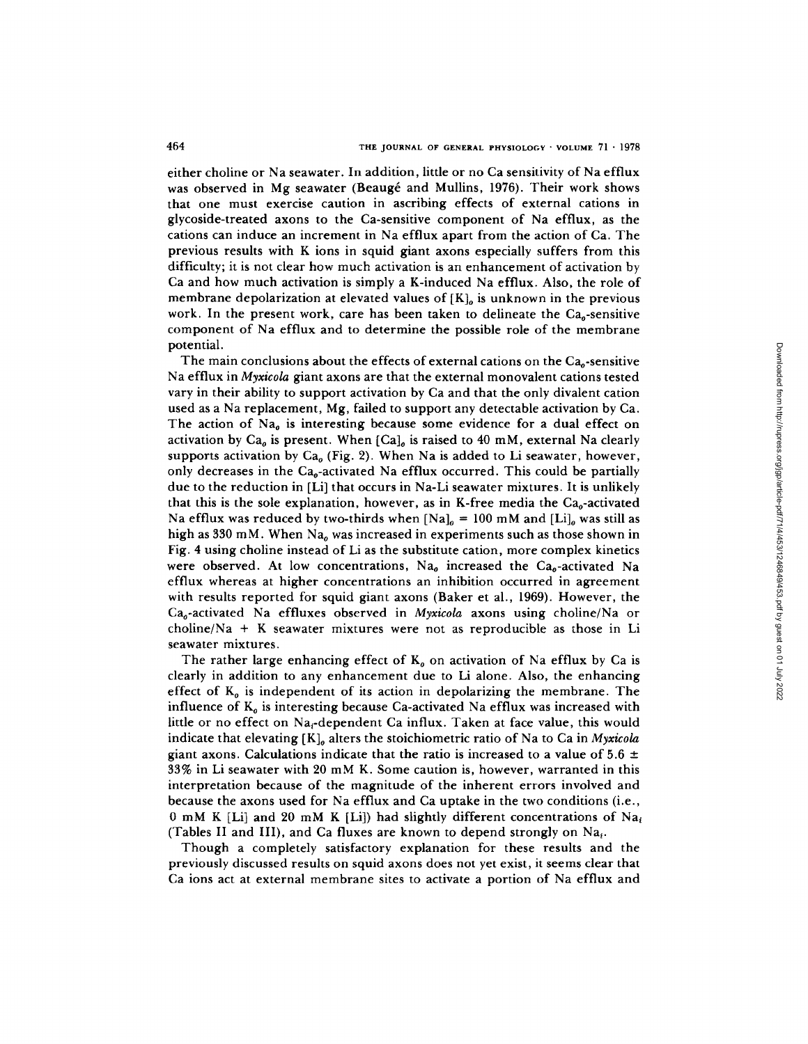either choline or Na seawater. In addition, little or no Ca sensitivity of Na efflux was observed in Mg seawater (Beaugé and Mullins, 1976). Their work shows that one must exercise caution in ascribing effects of external cations in glycoside-treated axons to the Ca-sensitive component of Na efflux, as the cations can induce an increment in Na efflux apart from the action of Ca. The previous results with K ions in squid giant axons especially suffers from this difficulty; it is not clear how much activation is an enhancement of activation by Ca and how much activation is simply a K-induced Na efflux. Also, the role of membrane depolarization at elevated values of $[K]_o$ is unknown in the previous work. In the present work, care has been taken to delineate the $Ca_o$-sensitive component of Na efflux and to determine the possible role of the membrane potential.

The main conclusions about the effects of external cations on the $Ca_o$-sensitive Na efflux in *Myxicola* giant axons are that the external monovalent cations tested vary in their ability to support activation by Ca and that the only divalent cation used as a Na replacement, Mg, failed to support any detectable activation by Ca. The action of $Na_o$ is interesting because some evidence for a dual effect on activation by $Ca_o$ is present. When $[Ca]_o$ is raised to 40 mM, external Na clearly supports activation by $Ca_o$ (Fig. 2). When Na is added to Li seawater, however, only decreases in the $Ca_o$-activated Na efflux occurred. This could be partially due to the reduction in [Li] that occurs in Na-Li seawater mixtures. It is unlikely that this is the sole explanation, however, as in K-free media the $Ca_o$-activated Na efflux was reduced by two-thirds when $[Na]_o$ = 100 mM and $[Li]_o$ was still as high as 330 mM. When $Na_o$ was increased in experiments such as those shown in Fig. 4 using choline instead of Li as the substitute cation, more complex kinetics were observed. At low concentrations, $Na_o$ increased the $Ca_o$-activated Na efflux whereas at higher concentrations an inhibition occurred in agreement with results reported for squid giant axons (Baker et al., 1969). However, the $Ca_o$-activated Na effluxes observed in *Myxicola* axons using choline/Na or choline/Na + K seawater mixtures were not as reproducible as those in Li seawater mixtures.

The rather large enhancing effect of $K_o$ on activation of Na efflux by Ca is clearly in addition to any enhancement due to Li alone. Also, the enhancing effect of $K_o$ is independent of its action in depolarizing the membrane. The influence of $K_o$ is interesting because Ca-activated Na efflux was increased with little or no effect on $Na_i$-dependent Ca influx. Taken at face value, this would indicate that elevating $[K]_o$ alters the stoichiometric ratio of Na to Ca in *Myxicola* giant axons. Calculations indicate that the ratio is increased to a value of 5.6 ± 33% in Li seawater with 20 mM K. Some caution is, however, warranted in this interpretation because of the magnitude of the inherent errors involved and because the axons used for Na efflux and Ca uptake in the two conditions (i.e., 0 mM K [Li] and 20 mM K [Li]) had slightly different concentrations of $Na_i$ (Tables II and III), and Ca fluxes are known to depend strongly on $Na_i$.

Though a completely satisfactory explanation for these results and the previously discussed results on squid axons does not yet exist, it seems clear that Ca ions act at external membrane sites to activate a portion of Na efflux and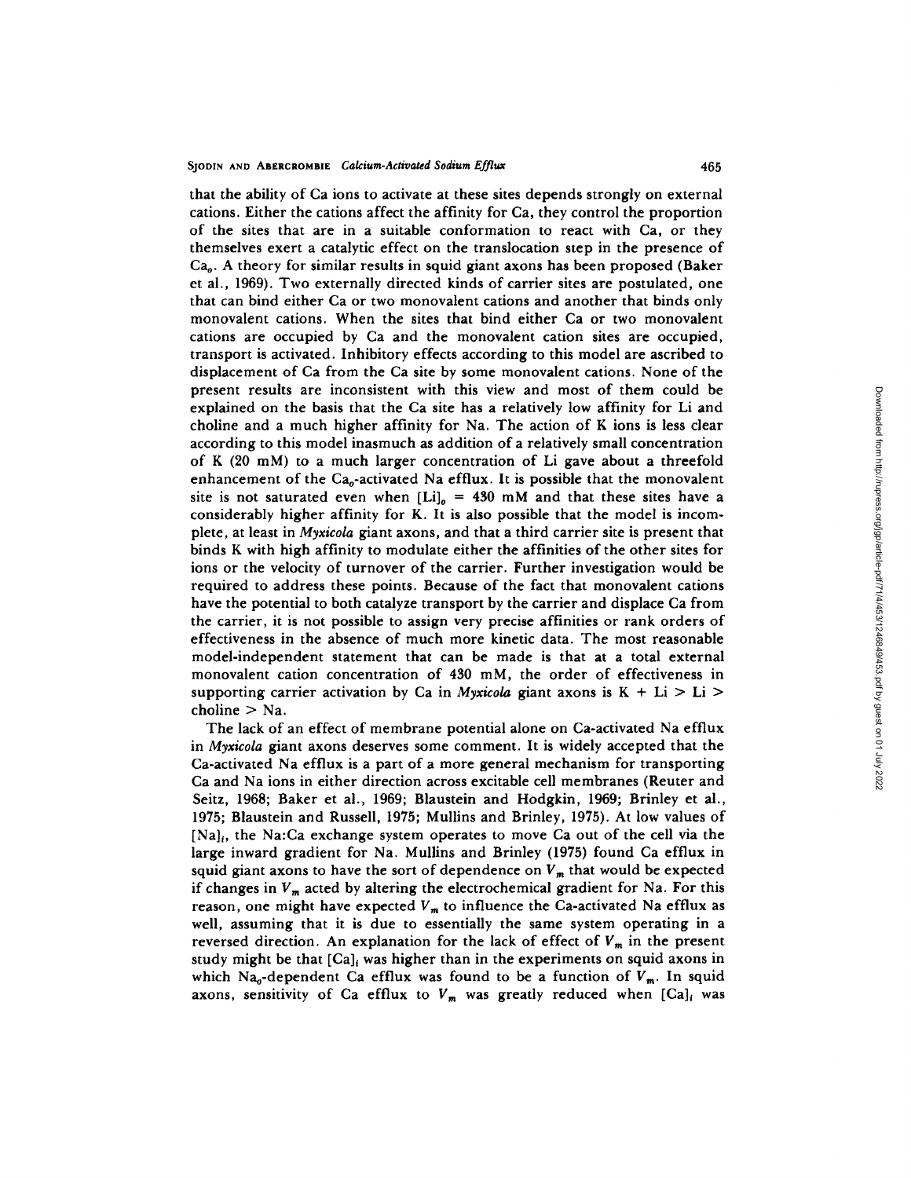that the ability of Ca ions to activate at these sites depends strongly on external cations. Either the cations affect the affinity for Ca, they control the proportion of the sites that are in a suitable conformation to react with Ca, or they themselves exert a catalytic effect on the translocation step in the presence of $Ca_o$. A theory for similar results in squid giant axons has been proposed (Baker et al., 1969). Two externally directed kinds of carrier sites are postulated, one that can bind either Ca or two monovalent cations and another that binds only monovalent cations. When the sites that bind either Ca or two monovalent cations are occupied by Ca and the monovalent cation sites are occupied, transport is activated. Inhibitory effects according to this model are ascribed to displacement of Ca from the Ca site by some monovalent cations. None of the present results are inconsistent with this view and most of them could be explained on the basis that the Ca site has a relatively low affinity for Li and choline and a much higher affinity for Na. The action of K ions is less clear according to this model inasmuch as addition of a relatively small concentration of K (20 mM) to a much larger concentration of Li gave about a threefold enhancement of the $Ca_o$-activated Na efflux. It is possible that the monovalent site is not saturated even when $[Li]_o$ = 430 mM and that these sites have a considerably higher affinity for K. It is also possible that the model is incomplete, at least in *Myxicola* giant axons, and that a third carrier site is present that binds K with high affinity to modulate either the affinities of the other sites for ions or the velocity of turnover of the carrier. Further investigation would be required to address these points. Because of the fact that monovalent cations have the potential to both catalyze transport by the carrier and displace Ca from the carrier, it is not possible to assign very precise affinities or rank orders of effectiveness in the absence of much more kinetic data. The most reasonable model-independent statement that can be made is that at a total external monovalent cation concentration of 430 mM, the order of effectiveness in supporting carrier activation by Ca in *Myxicola* giant axons is K + Li > Li > choline > Na.

The lack of an effect of membrane potential alone on Ca-activated Na efflux in *Myxicola* giant axons deserves some comment. It is widely accepted that the Ca-activated Na efflux is a part of a more general mechanism for transporting Ca and Na ions in either direction across excitable cell membranes (Reuter and Seitz, 1968; Baker et al., 1969; Blaustein and Hodgkin, 1969; Brinley et al., 1975; Blaustein and Russell, 1975; Mullins and Brinley, 1975). At low values of $[Na]_i$, the Na:Ca exchange system operates to move Ca out of the cell via the large inward gradient for Na. Mullins and Brinley (1975) found Ca efflux in squid giant axons to have the sort of dependence on $V_m$ that would be expected if changes in $V_m$ acted by altering the electrochemical gradient for Na. For this reason, one might have expected $V_m$ to influence the Ca-activated Na efflux as well, assuming that it is due to essentially the same system operating in a reversed direction. An explanation for the lack of effect of $V_m$ in the present study might be that $[Ca]_i$ was higher than in the experiments on squid axons in which $Na_o$-dependent Ca efflux was found to be a function of $V_m$. In squid axons, sensitivity of Ca efflux to $V_m$ was greatly reduced when $[Ca]_i$ was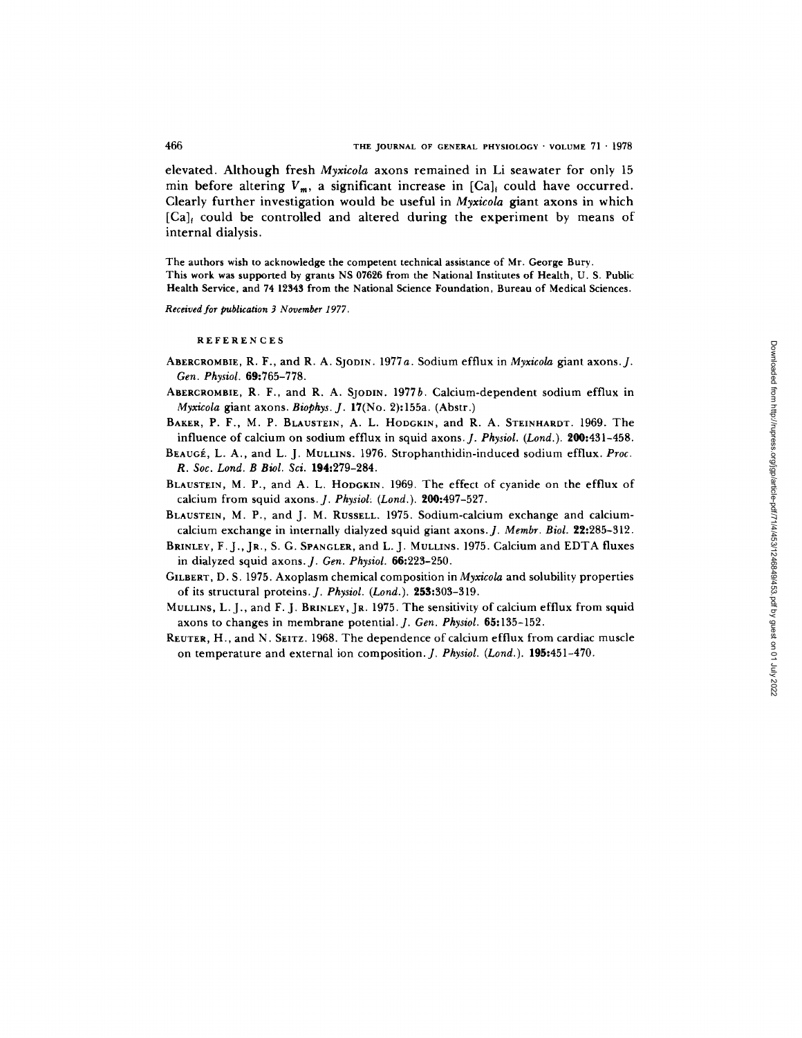elevated. Although fresh *Myxicola* axons remained in Li seawater for only 15 min before altering $V_m$, a significant increase in $[Ca]_i$ could have occurred. Clearly further investigation would be useful in *Myxicola* giant axons in which $[Ca]_i$ could be controlled and altered during the experiment by means of internal dialysis.

The authors wish to acknowledge the competent technical assistance of Mr. George Bury.
This work was supported by grants NS 07626 from the National Institutes of Health, U. S. Public Health Service, and 74 12343 from the National Science Foundation, Bureau of Medical Sciences.

*Received for publication 3 November 1977.*

## REFERENCES

ABERCROMBIE, R. F., and R. A. SJODIN. 1977*a*. Sodium efflux in *Myxicola* giant axons. *J. Gen. Physiol.* **69:**765–778.

ABERCROMBIE, R. F., and R. A. SJODIN. 1977*b*. Calcium-dependent sodium efflux in *Myxicola* giant axons. *Biophys. J.* **17**(No. 2)**:**155a. (Abstr.)

BAKER, P. F., M. P. BLAUSTEIN, A. L. HODGKIN, and R. A. STEINHARDT. 1969. The influence of calcium on sodium efflux in squid axons. *J. Physiol. (Lond.).* **200:**431–458.

BEAUGÉ, L. A., and L. J. MULLINS. 1976. Strophanthidin-induced sodium efflux. *Proc. R. Soc. Lond. B Biol. Sci.* **194:**279–284.

BLAUSTEIN, M. P., and A. L. HODGKIN. 1969. The effect of cyanide on the efflux of calcium from squid axons. *J. Physiol. (Lond.).* **200:**497–527.

BLAUSTEIN, M. P., and J. M. RUSSELL. 1975. Sodium-calcium exchange and calcium-calcium exchange in internally dialyzed squid giant axons. *J. Membr. Biol.* **22:**285–312.

BRINLEY, F. J., JR., S. G. SPANGLER, and L. J. MULLINS. 1975. Calcium and EDTA fluxes in dialyzed squid axons. *J. Gen. Physiol.* **66:**223–250.

GILBERT, D. S. 1975. Axoplasm chemical composition in *Myxicola* and solubility properties of its structural proteins. *J. Physiol. (Lond.).* **253:**303–319.

MULLINS, L. J., and F. J. BRINLEY, JR. 1975. The sensitivity of calcium efflux from squid axons to changes in membrane potential. *J. Gen. Physiol.* **65:**135–152.

REUTER, H., and N. SEITZ. 1968. The dependence of calcium efflux from cardiac muscle on temperature and external ion composition. *J. Physiol. (Lond.).* **195:**451–470.